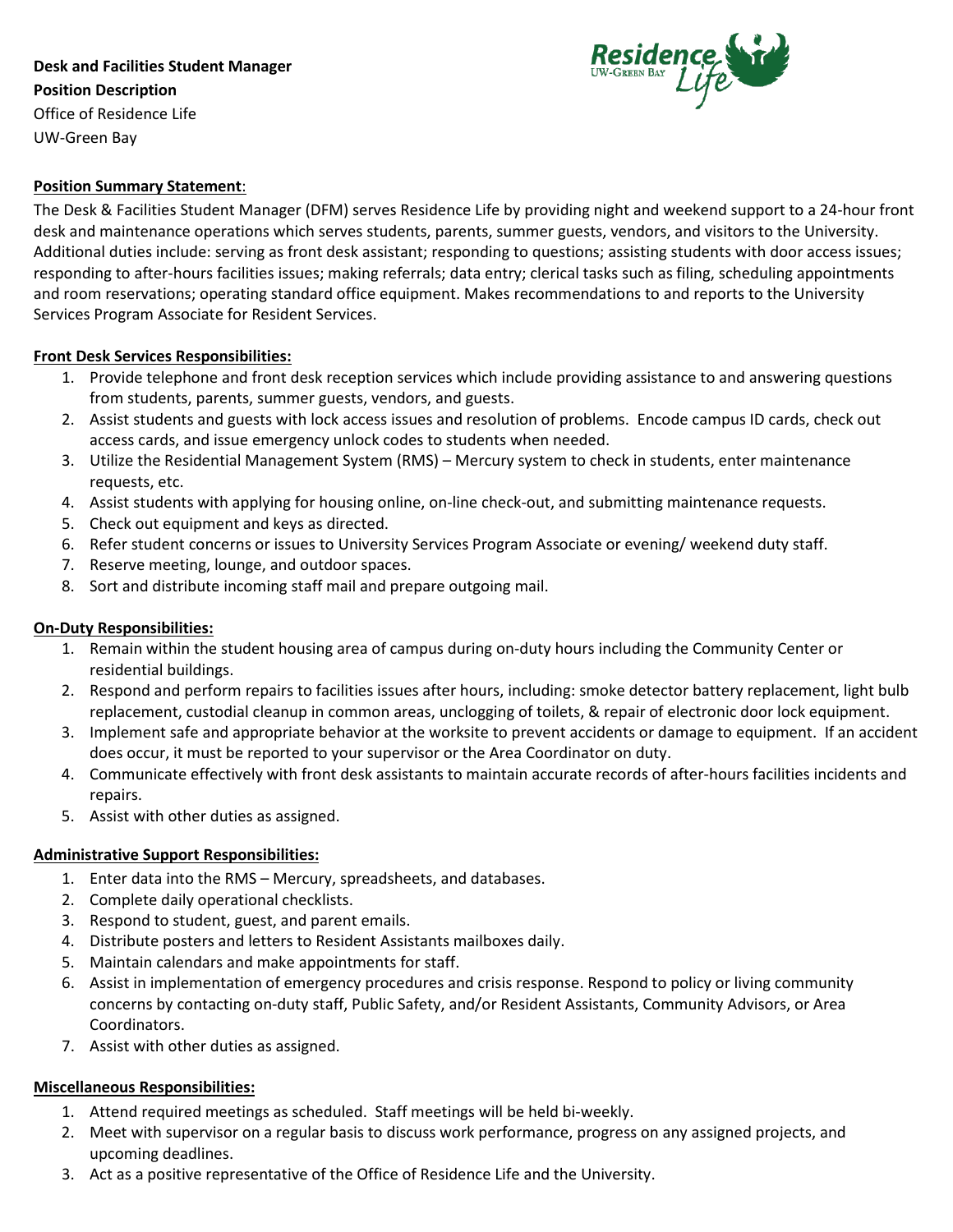**Desk and Facilities Student Manager**
**Position Description**
Office of Residence Life
UW-Green Bay

**Position Summary Statement**:

The Desk & Facilities Student Manager (DFM) serves Residence Life by providing night and weekend support to a 24-hour front desk and maintenance operations which serves students, parents, summer guests, vendors, and visitors to the University. Additional duties include: serving as front desk assistant; responding to questions; assisting students with door access issues; responding to after-hours facilities issues; making referrals; data entry; clerical tasks such as filing, scheduling appointments and room reservations; operating standard office equipment. Makes recommendations to and reports to the University Services Program Associate for Resident Services.

**Front Desk Services Responsibilities:**

1. Provide telephone and front desk reception services which include providing assistance to and answering questions from students, parents, summer guests, vendors, and guests.
2. Assist students and guests with lock access issues and resolution of problems. Encode campus ID cards, check out access cards, and issue emergency unlock codes to students when needed.
3. Utilize the Residential Management System (RMS) – Mercury system to check in students, enter maintenance requests, etc.
4. Assist students with applying for housing online, on-line check-out, and submitting maintenance requests.
5. Check out equipment and keys as directed.
6. Refer student concerns or issues to University Services Program Associate or evening/ weekend duty staff.
7. Reserve meeting, lounge, and outdoor spaces.
8. Sort and distribute incoming staff mail and prepare outgoing mail.

**On-Duty Responsibilities:**

1. Remain within the student housing area of campus during on-duty hours including the Community Center or residential buildings.
2. Respond and perform repairs to facilities issues after hours, including: smoke detector battery replacement, light bulb replacement, custodial cleanup in common areas, unclogging of toilets, & repair of electronic door lock equipment.
3. Implement safe and appropriate behavior at the worksite to prevent accidents or damage to equipment. If an accident does occur, it must be reported to your supervisor or the Area Coordinator on duty.
4. Communicate effectively with front desk assistants to maintain accurate records of after-hours facilities incidents and repairs.
5. Assist with other duties as assigned.

**Administrative Support Responsibilities:**

1. Enter data into the RMS – Mercury, spreadsheets, and databases.
2. Complete daily operational checklists.
3. Respond to student, guest, and parent emails.
4. Distribute posters and letters to Resident Assistants mailboxes daily.
5. Maintain calendars and make appointments for staff.
6. Assist in implementation of emergency procedures and crisis response. Respond to policy or living community concerns by contacting on-duty staff, Public Safety, and/or Resident Assistants, Community Advisors, or Area Coordinators.
7. Assist with other duties as assigned.

**Miscellaneous Responsibilities:**

1. Attend required meetings as scheduled. Staff meetings will be held bi-weekly.
2. Meet with supervisor on a regular basis to discuss work performance, progress on any assigned projects, and upcoming deadlines.
3. Act as a positive representative of the Office of Residence Life and the University.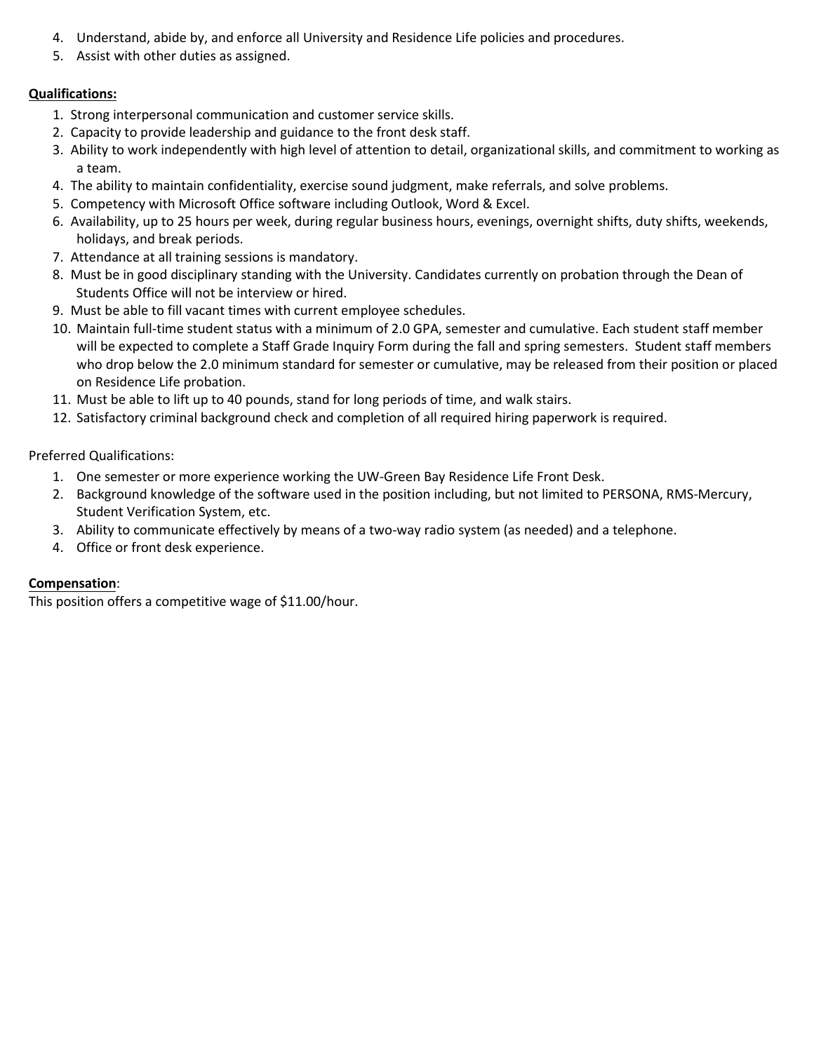4. Understand, abide by, and enforce all University and Residence Life policies and procedures.
5. Assist with other duties as assigned.

**Qualifications:**

1. Strong interpersonal communication and customer service skills.
2. Capacity to provide leadership and guidance to the front desk staff.
3. Ability to work independently with high level of attention to detail, organizational skills, and commitment to working as a team.
4. The ability to maintain confidentiality, exercise sound judgment, make referrals, and solve problems.
5. Competency with Microsoft Office software including Outlook, Word & Excel.
6. Availability, up to 25 hours per week, during regular business hours, evenings, overnight shifts, duty shifts, weekends, holidays, and break periods.
7. Attendance at all training sessions is mandatory.
8. Must be in good disciplinary standing with the University. Candidates currently on probation through the Dean of Students Office will not be interview or hired.
9. Must be able to fill vacant times with current employee schedules.
10. Maintain full-time student status with a minimum of 2.0 GPA, semester and cumulative. Each student staff member will be expected to complete a Staff Grade Inquiry Form during the fall and spring semesters. Student staff members who drop below the 2.0 minimum standard for semester or cumulative, may be released from their position or placed on Residence Life probation.
11. Must be able to lift up to 40 pounds, stand for long periods of time, and walk stairs.
12. Satisfactory criminal background check and completion of all required hiring paperwork is required.

Preferred Qualifications:

1. One semester or more experience working the UW-Green Bay Residence Life Front Desk.
2. Background knowledge of the software used in the position including, but not limited to PERSONA, RMS-Mercury, Student Verification System, etc.
3. Ability to communicate effectively by means of a two-way radio system (as needed) and a telephone.
4. Office or front desk experience.

**Compensation**:

This position offers a competitive wage of $11.00/hour.